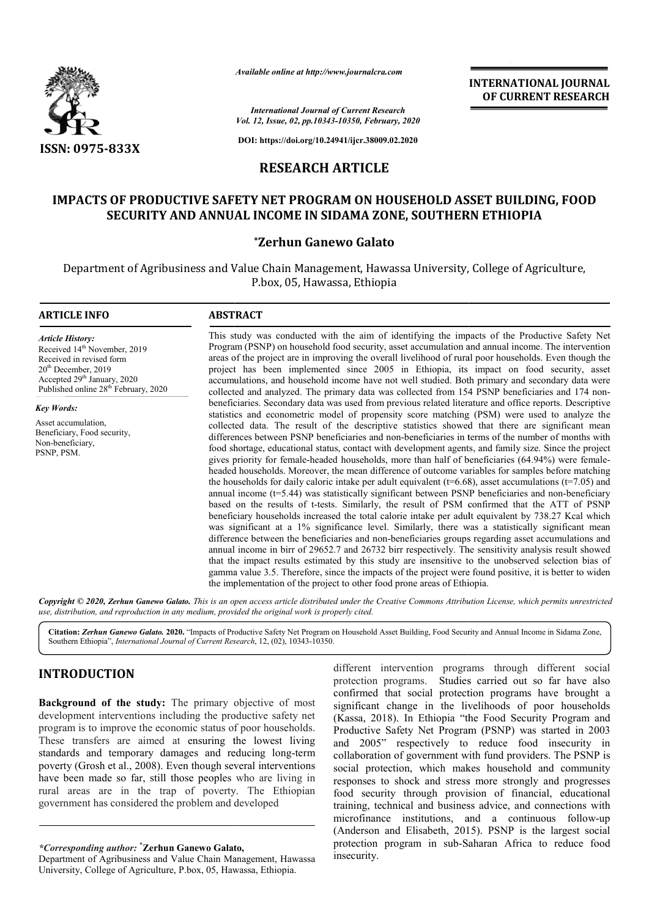# RESEARCH ARTICLE

## IMPACTS OF PRODUCTIVE SAFETY NET PROGRAM ON HOUSEHOLD ASSET BUILDING, FOOD SECURITY AND ANNUAL INCOME IN SIDAMA ZONE, SOUTHERN ETHIOPIA

**\*Zerhun Ganewo Galato**

Department of Agribusiness and Value Chain Management, Hawassa University, College of Agriculture, P.box, 05, Hawassa, Ethiopia

### ARTICLE INFO

*Article History:*
Received 14th November, 2019
Received in revised form
20th December, 2019
Accepted 29th January, 2020
Published online 28th February, 2020

*Key Words:*
Asset accumulation, Beneficiary, Food security, Non-beneficiary, PSNP, PSM.

### ABSTRACT

This study was conducted with the aim of identifying the impacts of the Productive Safety Net Program (PSNP) on household food security, asset accumulation and annual income. The intervention areas of the project are in improving the overall livelihood of rural poor households. Even though the project has been implemented since 2005 in Ethiopia, its impact on food security, asset accumulations, and household income have not well studied. Both primary and secondary data were collected and analyzed. The primary data was collected from 154 PSNP beneficiaries and 174 non-beneficiaries. Secondary data was used from previous related literature and office reports. Descriptive statistics and econometric model of propensity score matching (PSM) were used to analyze the collected data. The result of the descriptive statistics showed that there are significant mean differences between PSNP beneficiaries and non-beneficiaries in terms of the number of months with food shortage, educational status, contact with development agents, and family size. Since the project gives priority for female-headed households, more than half of beneficiaries (64.94%) were female-headed households. Moreover, the mean difference of outcome variables for samples before matching the households for daily caloric intake per adult equivalent (t=6.68), asset accumulations (t=7.05) and annual income (t=5.44) was statistically significant between PSNP beneficiaries and non-beneficiary based on the results of t-tests. Similarly, the result of PSM confirmed that the ATT of PSNP beneficiary households increased the total calorie intake per adult equivalent by 738.27 Kcal which was significant at a 1% significance level. Similarly, there was a statistically significant mean difference between the beneficiaries and non-beneficiaries groups regarding asset accumulations and annual income in birr of 29652.7 and 26732 birr respectively. The sensitivity analysis result showed that the impact results estimated by this study are insensitive to the unobserved selection bias of gamma value 3.5. Therefore, since the impacts of the project were found positive, it is better to widen the implementation of the project to other food prone areas of Ethiopia.

*Copyright © 2020, Zerhun Ganewo Galato. This is an open access article distributed under the Creative Commons Attribution License, which permits unrestricted use, distribution, and reproduction in any medium, provided the original work is properly cited.*

**Citation:** *Zerhun Ganewo Galato.* **2020.** "Impacts of Productive Safety Net Program on Household Asset Building, Food Security and Annual Income in Sidama Zone, Southern Ethiopia", *International Journal of Current Research*, 12, (02), 10343-10350.

## INTRODUCTION

**Background of the study:** The primary objective of most development interventions including the productive safety net program is to improve the economic status of poor households. These transfers are aimed at ensuring the lowest living standards and temporary damages and reducing long-term poverty (Grosh et al., 2008). Even though several interventions have been made so far, still those peoples who are living in rural areas are in the trap of poverty. The Ethiopian government has considered the problem and developed different intervention programs through different social protection programs. Studies carried out so far have also confirmed that social protection programs have brought a significant change in the livelihoods of poor households (Kassa, 2018). In Ethiopia "the Food Security Program and Productive Safety Net Program (PSNP) was started in 2003 and 2005" respectively to reduce food insecurity in collaboration of government with fund providers. The PSNP is social protection, which makes household and community responses to shock and stress more strongly and progresses food security through provision of financial, educational training, technical and business advice, and connections with microfinance institutions, and a continuous follow-up (Anderson and Elisabeth, 2015). PSNP is the largest social protection program in sub-Saharan Africa to reduce food insecurity.

*\*Corresponding author:* \*Zerhun Ganewo Galato,
Department of Agribusiness and Value Chain Management, Hawassa University, College of Agriculture, P.box, 05, Hawassa, Ethiopia.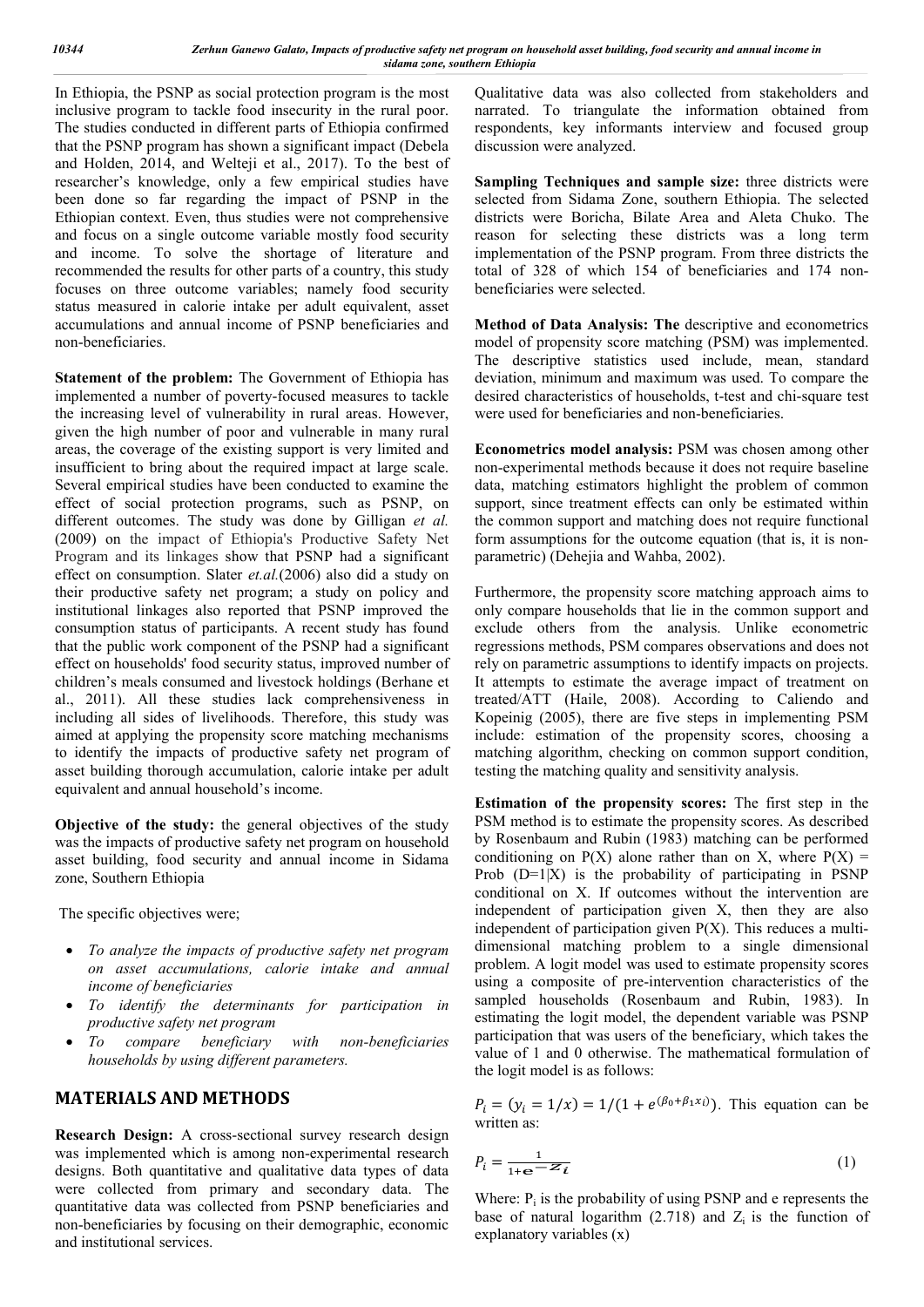In Ethiopia, the PSNP as social protection program is the most inclusive program to tackle food insecurity in the rural poor. The studies conducted in different parts of Ethiopia confirmed that the PSNP program has shown a significant impact (Debela and Holden, 2014, and Welteji et al., 2017). To the best of researcher's knowledge, only a few empirical studies have been done so far regarding the impact of PSNP in the Ethiopian context. Even, thus studies were not comprehensive and focus on a single outcome variable mostly food security and income. To solve the shortage of literature and recommended the results for other parts of a country, this study focuses on three outcome variables; namely food security status measured in calorie intake per adult equivalent, asset accumulations and annual income of PSNP beneficiaries and non-beneficiaries.

**Statement of the problem:** The Government of Ethiopia has implemented a number of poverty-focused measures to tackle the increasing level of vulnerability in rural areas. However, given the high number of poor and vulnerable in many rural areas, the coverage of the existing support is very limited and insufficient to bring about the required impact at large scale. Several empirical studies have been conducted to examine the effect of social protection programs, such as PSNP, on different outcomes. The study was done by Gilligan *et al.* (2009) on the impact of Ethiopia's Productive Safety Net Program and its linkages show that PSNP had a significant effect on consumption. Slater *et.al.*(2006) also did a study on their productive safety net program; a study on policy and institutional linkages also reported that PSNP improved the consumption status of participants. A recent study has found that the public work component of the PSNP had a significant effect on households' food security status, improved number of children's meals consumed and livestock holdings (Berhane et al., 2011). All these studies lack comprehensiveness in including all sides of livelihoods. Therefore, this study was aimed at applying the propensity score matching mechanisms to identify the impacts of productive safety net program of asset building thorough accumulation, calorie intake per adult equivalent and annual household's income.

**Objective of the study:** the general objectives of the study was the impacts of productive safety net program on household asset building, food security and annual income in Sidama zone, Southern Ethiopia

The specific objectives were;

- *To analyze the impacts of productive safety net program on asset accumulations, calorie intake and annual income of beneficiaries*
- *To identify the determinants for participation in productive safety net program*
- *To compare beneficiary with non-beneficiaries households by using different parameters.*

## MATERIALS AND METHODS

**Research Design:** A cross-sectional survey research design was implemented which is among non-experimental research designs. Both quantitative and qualitative data types of data were collected from primary and secondary data. The quantitative data was collected from PSNP beneficiaries and non-beneficiaries by focusing on their demographic, economic and institutional services. Qualitative data was also collected from stakeholders and narrated. To triangulate the information obtained from respondents, key informants interview and focused group discussion were analyzed.

**Sampling Techniques and sample size:** three districts were selected from Sidama Zone, southern Ethiopia. The selected districts were Boricha, Bilate Area and Aleta Chuko. The reason for selecting these districts was a long term implementation of the PSNP program. From three districts the total of 328 of which 154 of beneficiaries and 174 non-beneficiaries were selected.

**Method of Data Analysis: The** descriptive and econometrics model of propensity score matching (PSM) was implemented. The descriptive statistics used include, mean, standard deviation, minimum and maximum was used. To compare the desired characteristics of households, t-test and chi-square test were used for beneficiaries and non-beneficiaries.

**Econometrics model analysis:** PSM was chosen among other non-experimental methods because it does not require baseline data, matching estimators highlight the problem of common support, since treatment effects can only be estimated within the common support and matching does not require functional form assumptions for the outcome equation (that is, it is non-parametric) (Dehejia and Wahba, 2002).

Furthermore, the propensity score matching approach aims to only compare households that lie in the common support and exclude others from the analysis. Unlike econometric regressions methods, PSM compares observations and does not rely on parametric assumptions to identify impacts on projects. It attempts to estimate the average impact of treatment on treated/ATT (Haile, 2008). According to Caliendo and Kopeinig (2005), there are five steps in implementing PSM include: estimation of the propensity scores, choosing a matching algorithm, checking on common support condition, testing the matching quality and sensitivity analysis.

**Estimation of the propensity scores:** The first step in the PSM method is to estimate the propensity scores. As described by Rosenbaum and Rubin (1983) matching can be performed conditioning on P(X) alone rather than on X, where P(X) = Prob (D=1|X) is the probability of participating in PSNP conditional on X. If outcomes without the intervention are independent of participation given X, then they are also independent of participation given P(X). This reduces a multi-dimensional matching problem to a single dimensional problem. A logit model was used to estimate propensity scores using a composite of pre-intervention characteristics of the sampled households (Rosenbaum and Rubin, 1983). In estimating the logit model, the dependent variable was PSNP participation that was users of the beneficiary, which takes the value of 1 and 0 otherwise. The mathematical formulation of the logit model is as follows:

$P_i = (y_i = 1/x) = 1/(1 + e^{(\beta_0 + \beta_1 x_i)})$. This equation can be written as:

$$P_i = \frac{1}{1+e^{-Z_i}} \quad (1)$$

Where: $P_i$ is the probability of using PSNP and e represents the base of natural logarithm (2.718) and $Z_i$ is the function of explanatory variables (x)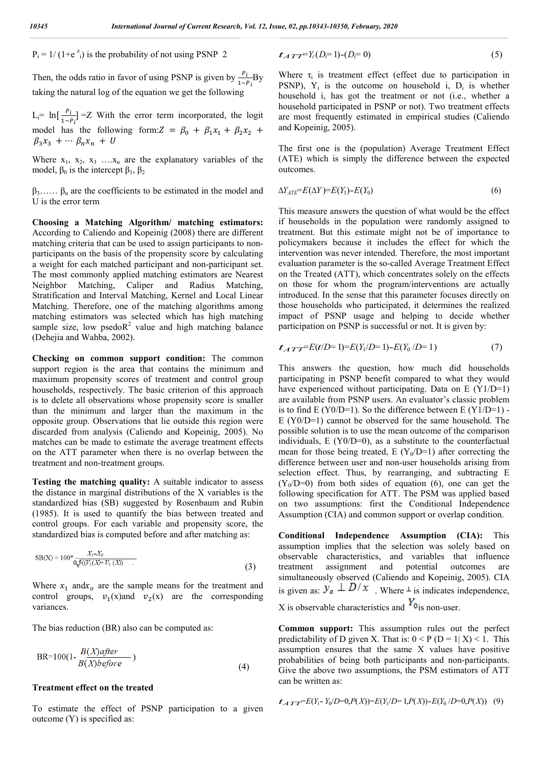$P_i = 1/(1+e^{z_i})$ is the probability of not using PSNP 2

Then, the odds ratio in favor of using PSNP is given by $\frac{P_i}{1-P_i}$By taking the natural log of the equation we get the following

$L_i = \ln[\frac{P_i}{1-P_i}] = Z$ With the error term incorporated, the logit model has the following form: $Z = \beta_0 + \beta_1 x_1 + \beta_2 x_2 + \beta_3 x_3 + \cdots \beta_n x_n + U$

Where $x_1$, $x_2$, $x_3$ ….$x_n$ are the explanatory variables of the model, $\beta_0$ is the intercept $\beta_1$, $\beta_2$

$\beta_3$…… $\beta_n$ are the coefficients to be estimated in the model and U is the error term

**Choosing a Matching Algorithm/ matching estimators:** According to Caliendo and Kopeinig (2008) there are different matching criteria that can be used to assign participants to non-participants on the basis of the propensity score by calculating a weight for each matched participant and non-participant set. The most commonly applied matching estimators are Nearest Neighbor Matching, Caliper and Radius Matching, Stratification and Interval Matching, Kernel and Local Linear Matching. Therefore, one of the matching algorithms among matching estimators was selected which has high matching sample size, low psedo$R^2$ value and high matching balance (Dehejia and Wahba, 2002).

**Checking on common support condition:** The common support region is the area that contains the minimum and maximum propensity scores of treatment and control group households, respectively. The basic criterion of this approach is to delete all observations whose propensity score is smaller than the minimum and larger than the maximum in the opposite group. Observations that lie outside this region were discarded from analysis (Caliendo and Kopeinig, 2005). No matches can be made to estimate the average treatment effects on the ATT parameter when there is no overlap between the treatment and non-treatment groups.

**Testing the matching quality:** A suitable indicator to assess the distance in marginal distributions of the X variables is the standardized bias (SB) suggested by Rosenbaum and Rubin (1985). It is used to quantify the bias between treated and control groups. For each variable and propensity score, the standardized bias is computed before and after matching as:

$$SB(X) = 100 * \frac{X_I - X_0}{\sqrt{0.5((V_1(X) + V_0(X))}} \quad (3)$$

Where $x_1$ and $x_o$ are the sample means for the treatment and control groups, $v_1(x)$ and $v_2(x)$ are the corresponding variances.

The bias reduction (BR) also can be computed as:

$$BR = 100(1 - \frac{B(X)after}{B(X)before}) \quad (4)$$

**Treatment effect on the treated**

To estimate the effect of PSNP participation to a given outcome (Y) is specified as:

$$t_{ATT} = Y_i(D_i = 1) - (D_i = 0) \quad (5)$$

Where $\tau_i$ is treatment effect (effect due to participation in PSNP), $Y_i$ is the outcome on household i, $D_i$ is whether household i, has got the treatment or not (i.e., whether a household participated in PSNP or not). Two treatment effects are most frequently estimated in empirical studies (Caliendo and Kopeinig, 2005).

The first one is the (population) Average Treatment Effect (ATE) which is simply the difference between the expected outcomes.

$$\Delta Y_{ATE} = E(\Delta Y) = E(Y_1) - E(Y_0) \quad (6)$$

This measure answers the question of what would be the effect if households in the population were randomly assigned to treatment. But this estimate might not be of importance to policymakers because it includes the effect for which the intervention was never intended. Therefore, the most important evaluation parameter is the so-called Average Treatment Effect on the Treated (ATT), which concentrates solely on the effects on those for whom the program/interventions are actually introduced. In the sense that this parameter focuses directly on those households who participated, it determines the realized impact of PSNP usage and helping to decide whether participation on PSNP is successful or not. It is given by:

$$t_{ATT} = E(t/D = 1) = E(Y_1/D = 1) - E(Y_0/D = 1) \quad (7)$$

This answers the question, how much did households participating in PSNP benefit compared to what they would have experienced without participating. Data on E (Y1/D=1) are available from PSNP users. An evaluator's classic problem is to find E (Y0/D=1). So the difference between E (Y1/D=1) - E (Y0/D=1) cannot be observed for the same household. The possible solution is to use the mean outcome of the comparison individuals, E (Y0/D=0), as a substitute to the counterfactual mean for those being treated, E ($Y_0$/D=1) after correcting the difference between user and non-user households arising from selection effect. Thus, by rearranging, and subtracting E ($Y_0$/D=0) from both sides of equation (6), one can get the following specification for ATT. The PSM was applied based on two assumptions: first the Conditional Independence Assumption (CIA) and common support or overlap condition.

**Conditional Independence Assumption (CIA):** This assumption implies that the selection was solely based on observable characteristics, and variables that influence treatment assignment and potential outcomes are simultaneously observed (Caliendo and Kopeinig, 2005). CIA is given as: $y_0 \perp D/x$ . Where $\perp$ is indicates independence, X is observable characteristics and $Y_0$ is non-user.

**Common support:** This assumption rules out the perfect predictability of D given X. That is: $0 < P(D = 1|X) < 1$. This assumption ensures that the same X values have positive probabilities of being both participants and non-participants. Give the above two assumptions, the PSM estimators of ATT can be written as:

$$t_{ATT} = E(Y_1 - Y_0/D=0, P(X)) = E(Y_1/D = 1, P(X)) - E(Y_0/D=0, P(X)) \quad (9)$$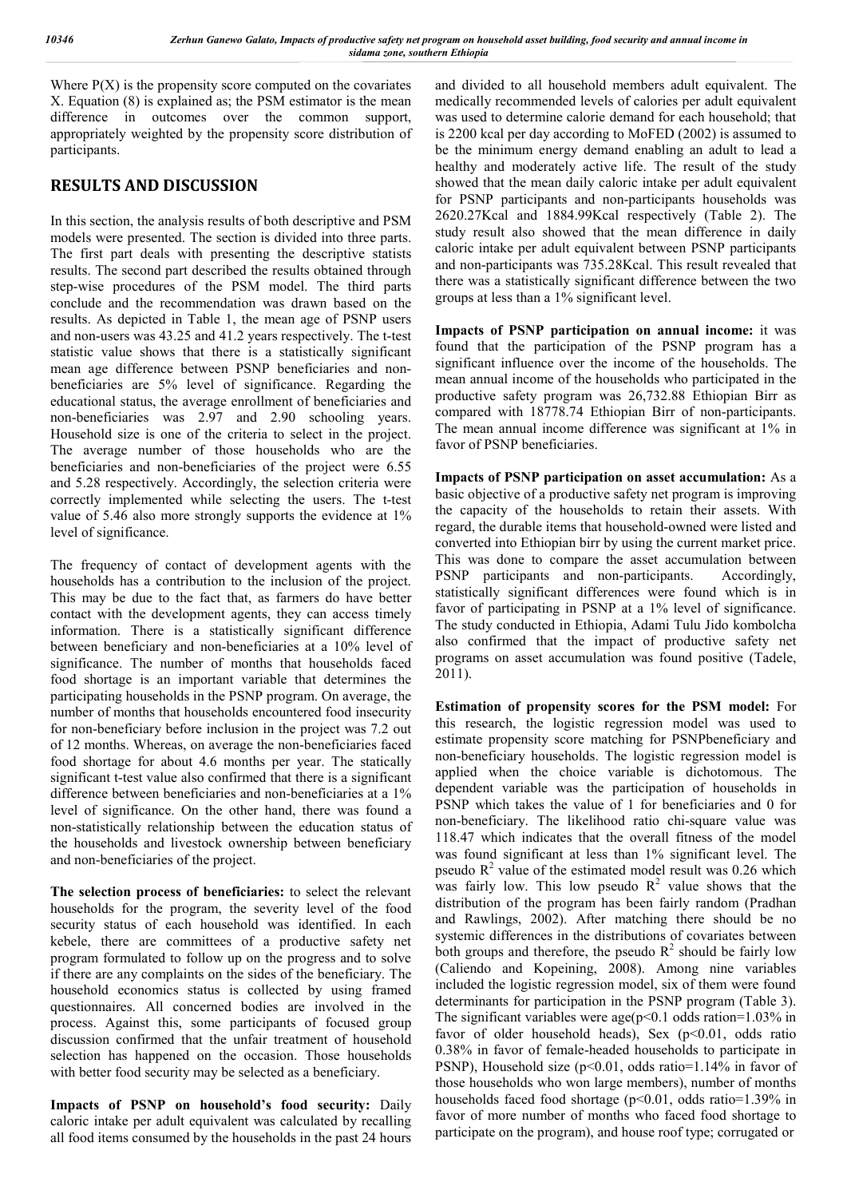Where P(X) is the propensity score computed on the covariates X. Equation (8) is explained as; the PSM estimator is the mean difference in outcomes over the common support, appropriately weighted by the propensity score distribution of participants.

## RESULTS AND DISCUSSION

In this section, the analysis results of both descriptive and PSM models were presented. The section is divided into three parts. The first part deals with presenting the descriptive statists results. The second part described the results obtained through step-wise procedures of the PSM model. The third parts conclude and the recommendation was drawn based on the results. As depicted in Table 1, the mean age of PSNP users and non-users was 43.25 and 41.2 years respectively. The t-test statistic value shows that there is a statistically significant mean age difference between PSNP beneficiaries and non-beneficiaries are 5% level of significance. Regarding the educational status, the average enrollment of beneficiaries and non-beneficiaries was 2.97 and 2.90 schooling years. Household size is one of the criteria to select in the project. The average number of those households who are the beneficiaries and non-beneficiaries of the project were 6.55 and 5.28 respectively. Accordingly, the selection criteria were correctly implemented while selecting the users. The t-test value of 5.46 also more strongly supports the evidence at 1% level of significance.

The frequency of contact of development agents with the households has a contribution to the inclusion of the project. This may be due to the fact that, as farmers do have better contact with the development agents, they can access timely information. There is a statistically significant difference between beneficiary and non-beneficiaries at a 10% level of significance. The number of months that households faced food shortage is an important variable that determines the participating households in the PSNP program. On average, the number of months that households encountered food insecurity for non-beneficiary before inclusion in the project was 7.2 out of 12 months. Whereas, on average the non-beneficiaries faced food shortage for about 4.6 months per year. The statically significant t-test value also confirmed that there is a significant difference between beneficiaries and non-beneficiaries at a 1% level of significance. On the other hand, there was found a non-statistically relationship between the education status of the households and livestock ownership between beneficiary and non-beneficiaries of the project.

**The selection process of beneficiaries:** to select the relevant households for the program, the severity level of the food security status of each household was identified. In each kebele, there are committees of a productive safety net program formulated to follow up on the progress and to solve if there are any complaints on the sides of the beneficiary. The household economics status is collected by using framed questionnaires. All concerned bodies are involved in the process. Against this, some participants of focused group discussion confirmed that the unfair treatment of household selection has happened on the occasion. Those households with better food security may be selected as a beneficiary.

**Impacts of PSNP on household's food security:** Daily caloric intake per adult equivalent was calculated by recalling all food items consumed by the households in the past 24 hours and divided to all household members adult equivalent. The medically recommended levels of calories per adult equivalent was used to determine calorie demand for each household; that is 2200 kcal per day according to MoFED (2002) is assumed to be the minimum energy demand enabling an adult to lead a healthy and moderately active life. The result of the study showed that the mean daily caloric intake per adult equivalent for PSNP participants and non-participants households was 2620.27Kcal and 1884.99Kcal respectively (Table 2). The study result also showed that the mean difference in daily caloric intake per adult equivalent between PSNP participants and non-participants was 735.28Kcal. This result revealed that there was a statistically significant difference between the two groups at less than a 1% significant level.

**Impacts of PSNP participation on annual income:** it was found that the participation of the PSNP program has a significant influence over the income of the households. The mean annual income of the households who participated in the productive safety program was 26,732.88 Ethiopian Birr as compared with 18778.74 Ethiopian Birr of non-participants. The mean annual income difference was significant at 1% in favor of PSNP beneficiaries.

**Impacts of PSNP participation on asset accumulation:** As a basic objective of a productive safety net program is improving the capacity of the households to retain their assets. With regard, the durable items that household-owned were listed and converted into Ethiopian birr by using the current market price. This was done to compare the asset accumulation between PSNP participants and non-participants. Accordingly, statistically significant differences were found which is in favor of participating in PSNP at a 1% level of significance. The study conducted in Ethiopia, Adami Tulu Jido kombolcha also confirmed that the impact of productive safety net programs on asset accumulation was found positive (Tadele, 2011).

**Estimation of propensity scores for the PSM model:** For this research, the logistic regression model was used to estimate propensity score matching for PSNPbeneficiary and non-beneficiary households. The logistic regression model is applied when the choice variable is dichotomous. The dependent variable was the participation of households in PSNP which takes the value of 1 for beneficiaries and 0 for non-beneficiary. The likelihood ratio chi-square value was 118.47 which indicates that the overall fitness of the model was found significant at less than 1% significant level. The pseudo $R^2$ value of the estimated model result was 0.26 which was fairly low. This low pseudo $R^2$ value shows that the distribution of the program has been fairly random (Pradhan and Rawlings, 2002). After matching there should be no systemic differences in the distributions of covariates between both groups and therefore, the pseudo $R^2$ should be fairly low (Caliendo and Kopeining, 2008). Among nine variables included the logistic regression model, six of them were found determinants for participation in the PSNP program (Table 3). The significant variables were age($p<0.1$ odds ration=1.03% in favor of older household heads), Sex ($p<0.01$, odds ratio 0.38% in favor of female-headed households to participate in PSNP), Household size ($p<0.01$, odds ratio=1.14% in favor of those households who won large members), number of months households faced food shortage ($p<0.01$, odds ratio=1.39% in favor of more number of months who faced food shortage to participate on the program), and house roof type; corrugated or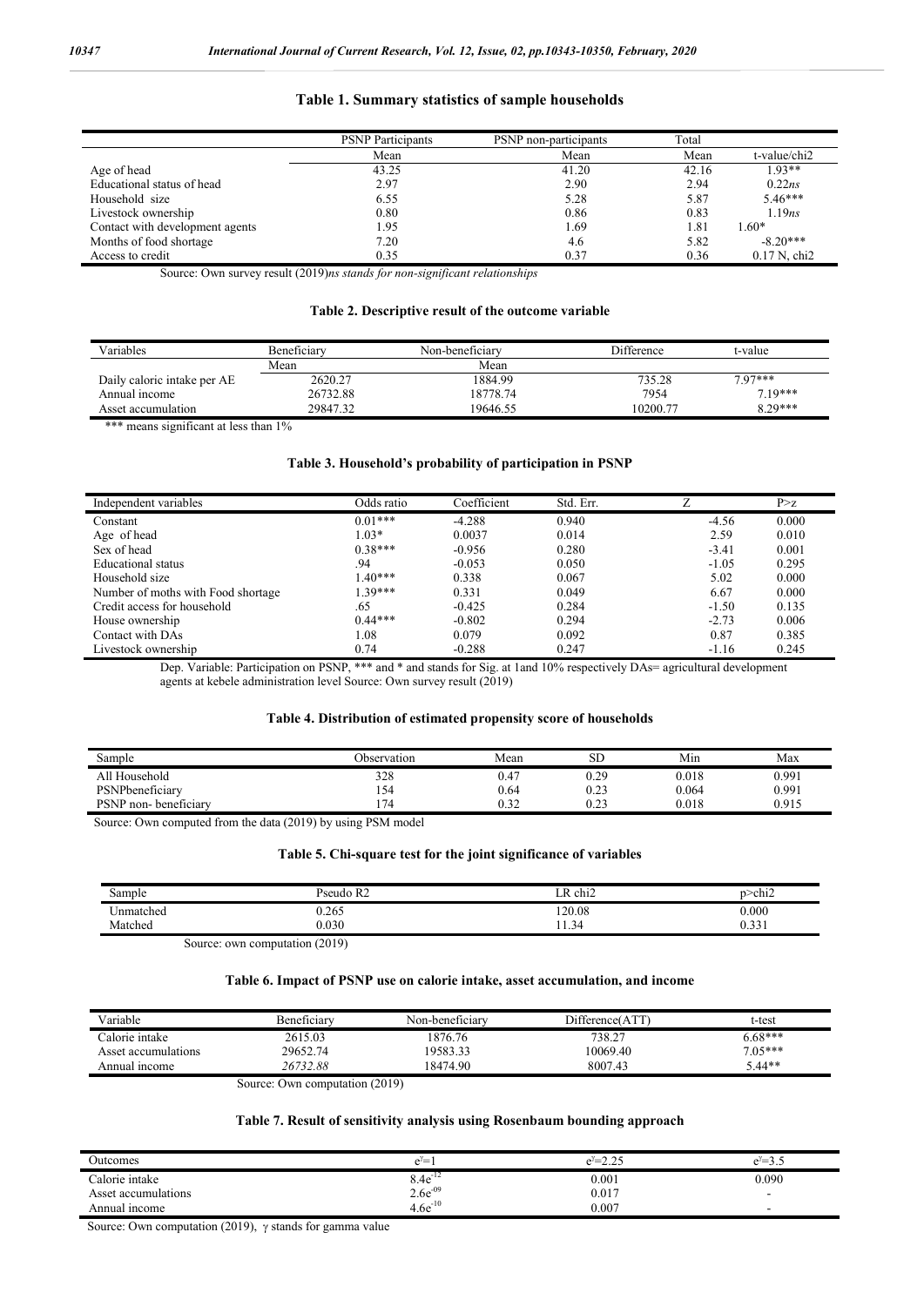**Table 1. Summary statistics of sample households**

| | PSNP Participants | PSNP non-participants | Total | |
|---|---|---|---|---|
| | Mean | Mean | Mean | t-value/chi2 |
| Age of head | 43.25 | 41.20 | 42.16 | 1.93** |
| Educational status of head | 2.97 | 2.90 | 2.94 | 0.22*ns* |
| Household size | 6.55 | 5.28 | 5.87 | 5.46*** |
| Livestock ownership | 0.80 | 0.86 | 0.83 | 1.19*ns* |
| Contact with development agents | 1.95 | 1.69 | 1.81 | 1.60* |
| Months of food shortage | 7.20 | 4.6 | 5.82 | -8.20*** |
| Access to credit | 0.35 | 0.37 | 0.36 | 0.17 N, chi2 |

Source: Own survey result (2019)*ns stands for non-significant relationships*

**Table 2. Descriptive result of the outcome variable**

| Variables | Beneficiary | Non-beneficiary | Difference | t-value |
|---|---|---|---|---|
| | Mean | Mean | | |
| Daily caloric intake per AE | 2620.27 | 1884.99 | 735.28 | 7.97*** |
| Annual income | 26732.88 | 18778.74 | 7954 | 7.19*** |
| Asset accumulation | 29847.32 | 19646.55 | 10200.77 | 8.29*** |

*** means significant at less than 1%

**Table 3. Household's probability of participation in PSNP**

| Independent variables | Odds ratio | Coefficient | Std. Err. | Z | P>z |
|---|---|---|---|---|---|
| Constant | 0.01*** | -4.288 | 0.940 | -4.56 | 0.000 |
| Age of head | 1.03* | 0.0037 | 0.014 | 2.59 | 0.010 |
| Sex of head | 0.38*** | -0.956 | 0.280 | -3.41 | 0.001 |
| Educational status | .94 | -0.053 | 0.050 | -1.05 | 0.295 |
| Household size | 1.40*** | 0.338 | 0.067 | 5.02 | 0.000 |
| Number of moths with Food shortage | 1.39*** | 0.331 | 0.049 | 6.67 | 0.000 |
| Credit access for household | .65 | -0.425 | 0.284 | -1.50 | 0.135 |
| House ownership | 0.44*** | -0.802 | 0.294 | -2.73 | 0.006 |
| Contact with DAs | 1.08 | 0.079 | 0.092 | 0.87 | 0.385 |
| Livestock ownership | 0.74 | -0.288 | 0.247 | -1.16 | 0.245 |

Dep. Variable: Participation on PSNP, *** and * and stands for Sig. at 1and 10% respectively DAs= agricultural development agents at kebele administration level Source: Own survey result (2019)

**Table 4. Distribution of estimated propensity score of households**

| Sample | Observation | Mean | SD | Min | Max |
|---|---|---|---|---|---|
| All Household | 328 | 0.47 | 0.29 | 0.018 | 0.991 |
| PSNPbeneficiary | 154 | 0.64 | 0.23 | 0.064 | 0.991 |
| PSNP non- beneficiary | 174 | 0.32 | 0.23 | 0.018 | 0.915 |

Source: Own computed from the data (2019) by using PSM model

**Table 5. Chi-square test for the joint significance of variables**

| Sample | Pseudo R2 | LR chi2 | p>chi2 |
|---|---|---|---|
| Unmatched | 0.265 | 120.08 | 0.000 |
| Matched | 0.030 | 11.34 | 0.331 |

Source: own computation (2019)

**Table 6. Impact of PSNP use on calorie intake, asset accumulation, and income**

| Variable | Beneficiary | Non-beneficiary | Difference(ATT) | t-test |
|---|---|---|---|---|
| Calorie intake | 2615.03 | 1876.76 | 738.27 | 6.68*** |
| Asset accumulations | 29652.74 | 19583.33 | 10069.40 | 7.05*** |
| Annual income | *26732.88* | 18474.90 | 8007.43 | 5.44** |

Source: Own computation (2019)

**Table 7. Result of sensitivity analysis using Rosenbaum bounding approach**

| Outcomes | $e^{\gamma}=1$ | $e^{\gamma}=2.25$ | $e^{\gamma}=3.5$ |
|---|---|---|---|
| Calorie intake | $8.4e^{-12}$ | 0.001 | 0.090 |
| Asset accumulations | $2.6e^{-09}$ | 0.017 | - |
| Annual income | $4.6e^{-10}$ | 0.007 | - |

Source: Own computation (2019), $\gamma$ stands for gamma value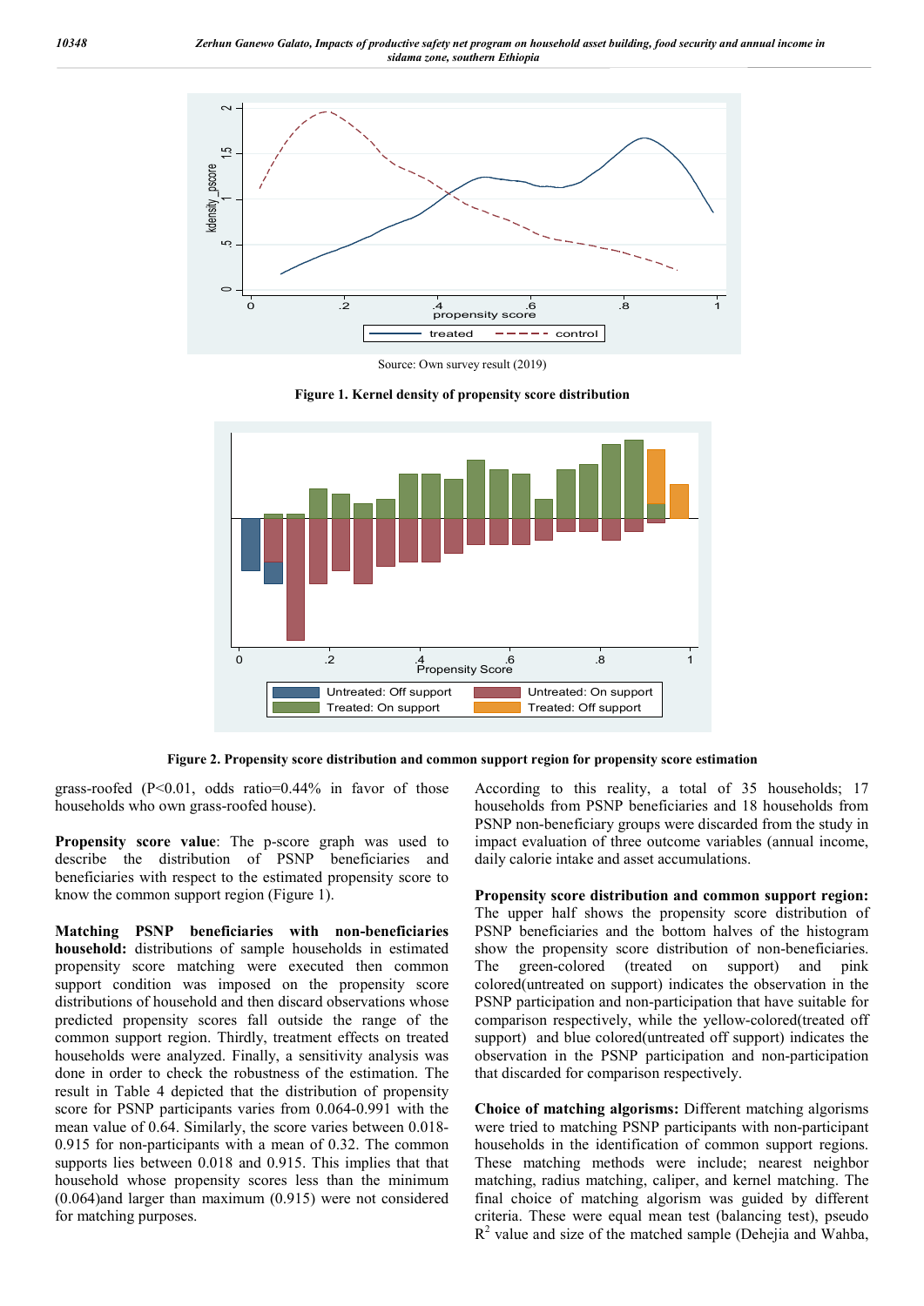Source: Own survey result (2019)

**Figure 1. Kernel density of propensity score distribution**

**Figure 2. Propensity score distribution and common support region for propensity score estimation**

grass-roofed (P<0.01, odds ratio=0.44% in favor of those households who own grass-roofed house).

**Propensity score value**: The p-score graph was used to describe the distribution of PSNP beneficiaries and beneficiaries with respect to the estimated propensity score to know the common support region (Figure 1).

**Matching PSNP beneficiaries with non-beneficiaries household:** distributions of sample households in estimated propensity score matching were executed then common support condition was imposed on the propensity score distributions of household and then discard observations whose predicted propensity scores fall outside the range of the common support region. Thirdly, treatment effects on treated households were analyzed. Finally, a sensitivity analysis was done in order to check the robustness of the estimation. The result in Table 4 depicted that the distribution of propensity score for PSNP participants varies from 0.064-0.991 with the mean value of 0.64. Similarly, the score varies between 0.018-0.915 for non-participants with a mean of 0.32. The common supports lies between 0.018 and 0.915. This implies that that household whose propensity scores less than the minimum (0.064)and larger than maximum (0.915) were not considered for matching purposes.

According to this reality, a total of 35 households; 17 households from PSNP beneficiaries and 18 households from PSNP non-beneficiary groups were discarded from the study in impact evaluation of three outcome variables (annual income, daily calorie intake and asset accumulations.

**Propensity score distribution and common support region:** The upper half shows the propensity score distribution of PSNP beneficiaries and the bottom halves of the histogram show the propensity score distribution of non-beneficiaries. The green-colored (treated on support) and pink colored(untreated on support) indicates the observation in the PSNP participation and non-participation that have suitable for comparison respectively, while the yellow-colored(treated off support) and blue colored(untreated off support) indicates the observation in the PSNP participation and non-participation that discarded for comparison respectively.

**Choice of matching algorisms:** Different matching algorisms were tried to matching PSNP participants with non-participant households in the identification of common support regions. These matching methods were include; nearest neighbor matching, radius matching, caliper, and kernel matching. The final choice of matching algorism was guided by different criteria. These were equal mean test (balancing test), pseudo $R^2$ value and size of the matched sample (Dehejia and Wahba,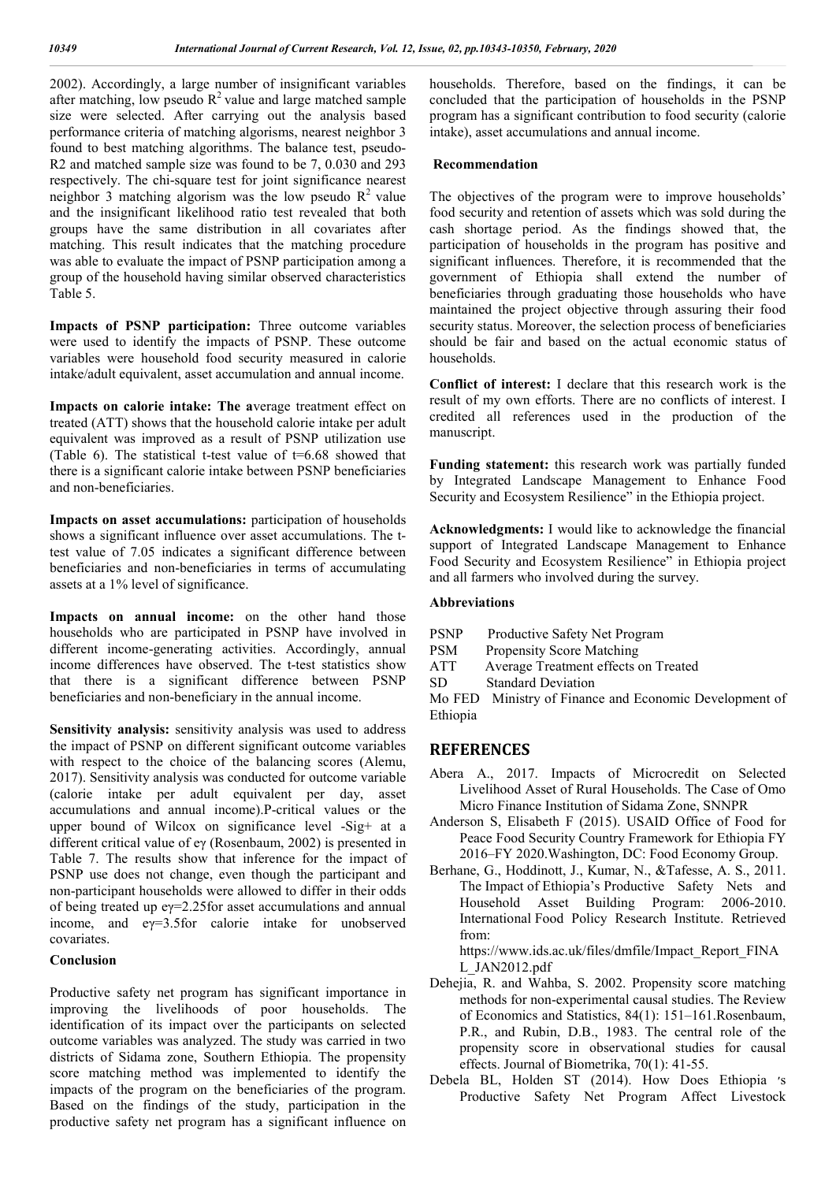2002). Accordingly, a large number of insignificant variables after matching, low pseudo $R^2$ value and large matched sample size were selected. After carrying out the analysis based performance criteria of matching algorisms, nearest neighbor 3 found to best matching algorithms. The balance test, pseudo-R2 and matched sample size was found to be 7, 0.030 and 293 respectively. The chi-square test for joint significance nearest neighbor 3 matching algorism was the low pseudo $R^2$ value and the insignificant likelihood ratio test revealed that both groups have the same distribution in all covariates after matching. This result indicates that the matching procedure was able to evaluate the impact of PSNP participation among a group of the household having similar observed characteristics Table 5.

**Impacts of PSNP participation:** Three outcome variables were used to identify the impacts of PSNP. These outcome variables were household food security measured in calorie intake/adult equivalent, asset accumulation and annual income.

**Impacts on calorie intake: The a**verage treatment effect on treated (ATT) shows that the household calorie intake per adult equivalent was improved as a result of PSNP utilization use (Table 6). The statistical t-test value of t=6.68 showed that there is a significant calorie intake between PSNP beneficiaries and non-beneficiaries.

**Impacts on asset accumulations:** participation of households shows a significant influence over asset accumulations. The t-test value of 7.05 indicates a significant difference between beneficiaries and non-beneficiaries in terms of accumulating assets at a 1% level of significance.

**Impacts on annual income:** on the other hand those households who are participated in PSNP have involved in different income-generating activities. Accordingly, annual income differences have observed. The t-test statistics show that there is a significant difference between PSNP beneficiaries and non-beneficiary in the annual income.

**Sensitivity analysis:** sensitivity analysis was used to address the impact of PSNP on different significant outcome variables with respect to the choice of the balancing scores (Alemu, 2017). Sensitivity analysis was conducted for outcome variable (calorie intake per adult equivalent per day, asset accumulations and annual income).P-critical values or the upper bound of Wilcox on significance level -Sig+ at a different critical value of $e\gamma$ (Rosenbaum, 2002) is presented in Table 7. The results show that inference for the impact of PSNP use does not change, even though the participant and non-participant households were allowed to differ in their odds of being treated up $e\gamma$=2.25for asset accumulations and annual income, and $e\gamma$=3.5for calorie intake for unobserved covariates.

## Conclusion

Productive safety net program has significant importance in improving the livelihoods of poor households. The identification of its impact over the participants on selected outcome variables was analyzed. The study was carried in two districts of Sidama zone, Southern Ethiopia. The propensity score matching method was implemented to identify the impacts of the program on the beneficiaries of the program. Based on the findings of the study, participation in the productive safety net program has a significant influence on households. Therefore, based on the findings, it can be concluded that the participation of households in the PSNP program has a significant contribution to food security (calorie intake), asset accumulations and annual income.

## Recommendation

The objectives of the program were to improve households' food security and retention of assets which was sold during the cash shortage period. As the findings showed that, the participation of households in the program has positive and significant influences. Therefore, it is recommended that the government of Ethiopia shall extend the number of beneficiaries through graduating those households who have maintained the project objective through assuring their food security status. Moreover, the selection process of beneficiaries should be fair and based on the actual economic status of households.

**Conflict of interest:** I declare that this research work is the result of my own efforts. There are no conflicts of interest. I credited all references used in the production of the manuscript.

**Funding statement:** this research work was partially funded by Integrated Landscape Management to Enhance Food Security and Ecosystem Resilience" in the Ethiopia project.

**Acknowledgments:** I would like to acknowledge the financial support of Integrated Landscape Management to Enhance Food Security and Ecosystem Resilience" in Ethiopia project and all farmers who involved during the survey.

## Abbreviations

PSNP Productive Safety Net Program
PSM Propensity Score Matching
ATT Average Treatment effects on Treated
SD Standard Deviation
Mo FED Ministry of Finance and Economic Development of Ethiopia

## REFERENCES

Abera A., 2017. Impacts of Microcredit on Selected Livelihood Asset of Rural Households. The Case of Omo Micro Finance Institution of Sidama Zone, SNNPR

Anderson S, Elisabeth F (2015). USAID Office of Food for Peace Food Security Country Framework for Ethiopia FY 2016–FY 2020.Washington, DC: Food Economy Group.

Berhane, G., Hoddinott, J., Kumar, N., &Tafesse, A. S., 2011. The Impact of Ethiopia's Productive Safety Nets and Household Asset Building Program: 2006-2010. International Food Policy Research Institute. Retrieved from: https://www.ids.ac.uk/files/dmfile/Impact_Report_FINAL_JAN2012.pdf

Dehejia, R. and Wahba, S. 2002. Propensity score matching methods for non-experimental causal studies. The Review of Economics and Statistics, 84(1): 151–161.Rosenbaum, P.R., and Rubin, D.B., 1983. The central role of the propensity score in observational studies for causal effects. Journal of Biometrika, 70(1): 41-55.

Debela BL, Holden ST (2014). How Does Ethiopia 's Productive Safety Net Program Affect Livestock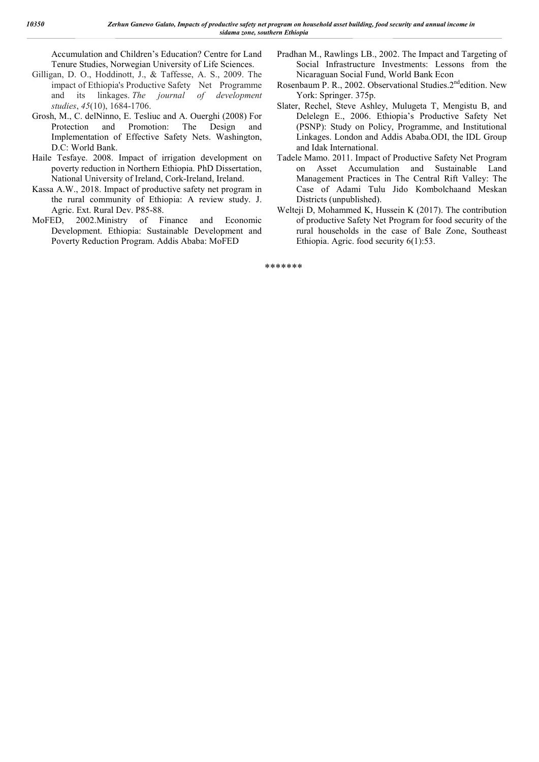Accumulation and Children's Education? Centre for Land Tenure Studies, Norwegian University of Life Sciences.

Gilligan, D. O., Hoddinott, J., & Taffesse, A. S., 2009. The impact of Ethiopia's Productive Safety Net Programme and its linkages. *The journal of development studies*, *45*(10), 1684-1706.

Grosh, M., C. delNinno, E. Tesliuc and A. Ouerghi (2008) For Protection and Promotion: The Design and Implementation of Effective Safety Nets. Washington, D.C: World Bank.

Haile Tesfaye. 2008. Impact of irrigation development on poverty reduction in Northern Ethiopia. PhD Dissertation, National University of Ireland, Cork-Ireland, Ireland.

Kassa A.W., 2018. Impact of productive safety net program in the rural community of Ethiopia: A review study. J. Agric. Ext. Rural Dev. P85-88.

MoFED, 2002.Ministry of Finance and Economic Development. Ethiopia: Sustainable Development and Poverty Reduction Program. Addis Ababa: MoFED

Pradhan M., Rawlings LB., 2002. The Impact and Targeting of Social Infrastructure Investments: Lessons from the Nicaraguan Social Fund, World Bank Econ

Rosenbaum P. R., 2002. Observational Studies.2nd edition. New York: Springer. 375p.

Slater, Rechel, Steve Ashley, Mulugeta T, Mengistu B, and Delelegn E., 2006. Ethiopia's Productive Safety Net (PSNP): Study on Policy, Programme, and Institutional Linkages. London and Addis Ababa.ODI, the IDL Group and Idak International.

Tadele Mamo. 2011. Impact of Productive Safety Net Program on Asset Accumulation and Sustainable Land Management Practices in The Central Rift Valley: The Case of Adami Tulu Jido Kombolchaand Meskan Districts (unpublished).

Welteji D, Mohammed K, Hussein K (2017). The contribution of productive Safety Net Program for food security of the rural households in the case of Bale Zone, Southeast Ethiopia. Agric. food security 6(1):53.

*******